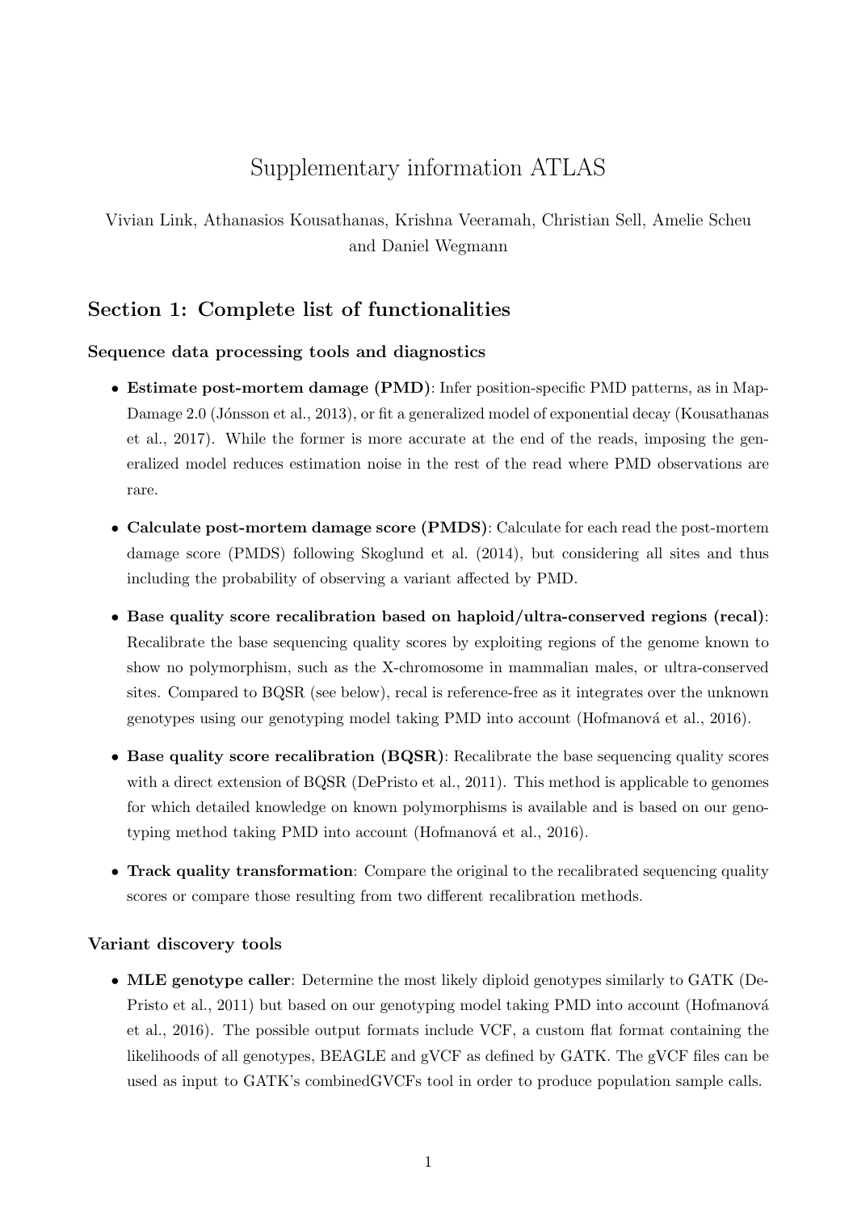# Supplementary information ATLAS

Vivian Link, Athanasios Kousathanas, Krishna Veeramah, Christian Sell, Amelie Scheu and Daniel Wegmann

## Section 1: Complete list of functionalities

### Sequence data processing tools and diagnostics

- **Estimate post-mortem damage (PMD)**: Infer position-specific PMD patterns, as in MapDamage 2.0 (Jónsson et al., 2013), or fit a generalized model of exponential decay (Kousathanas et al., 2017). While the former is more accurate at the end of the reads, imposing the generalized model reduces estimation noise in the rest of the read where PMD observations are rare.
- **Calculate post-mortem damage score (PMDS)**: Calculate for each read the post-mortem damage score (PMDS) following Skoglund et al. (2014), but considering all sites and thus including the probability of observing a variant affected by PMD.
- **Base quality score recalibration based on haploid/ultra-conserved regions (recal)**: Recalibrate the base sequencing quality scores by exploiting regions of the genome known to show no polymorphism, such as the X-chromosome in mammalian males, or ultra-conserved sites. Compared to BQSR (see below), recal is reference-free as it integrates over the unknown genotypes using our genotyping model taking PMD into account (Hofmanová et al., 2016).
- **Base quality score recalibration (BQSR)**: Recalibrate the base sequencing quality scores with a direct extension of BQSR (DePristo et al., 2011). This method is applicable to genomes for which detailed knowledge on known polymorphisms is available and is based on our genotyping method taking PMD into account (Hofmanová et al., 2016).
- **Track quality transformation**: Compare the original to the recalibrated sequencing quality scores or compare those resulting from two different recalibration methods.

### Variant discovery tools

- **MLE genotype caller**: Determine the most likely diploid genotypes similarly to GATK (DePristo et al., 2011) but based on our genotyping model taking PMD into account (Hofmanová et al., 2016). The possible output formats include VCF, a custom flat format containing the likelihoods of all genotypes, BEAGLE and gVCF as defined by GATK. The gVCF files can be used as input to GATK's combinedGVCFs tool in order to produce population sample calls.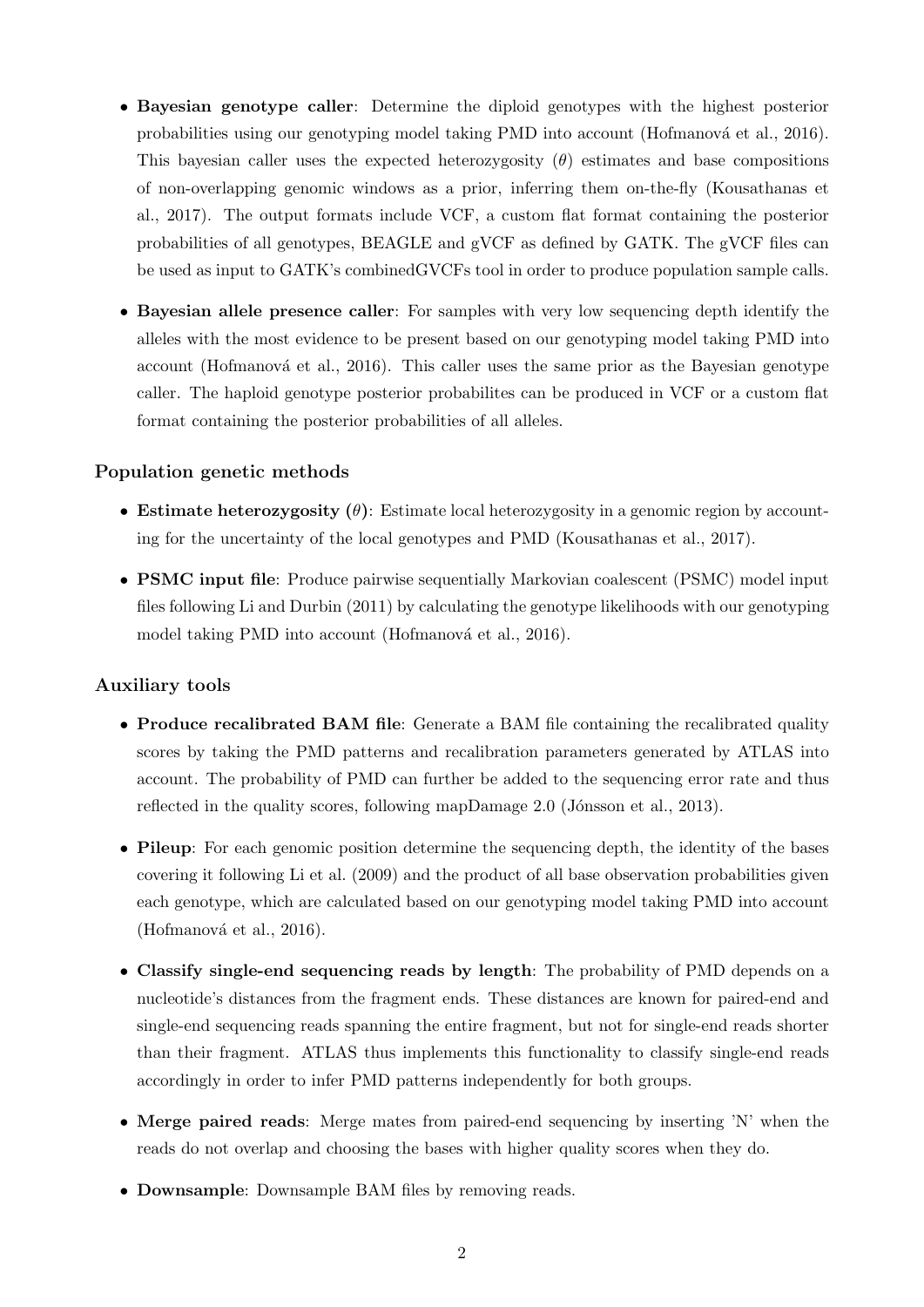- **Bayesian genotype caller**: Determine the diploid genotypes with the highest posterior probabilities using our genotyping model taking PMD into account (Hofmanová et al., 2016). This bayesian caller uses the expected heterozygosity ($\theta$) estimates and base compositions of non-overlapping genomic windows as a prior, inferring them on-the-fly (Kousathanas et al., 2017). The output formats include VCF, a custom flat format containing the posterior probabilities of all genotypes, BEAGLE and gVCF as defined by GATK. The gVCF files can be used as input to GATK's combinedGVCFs tool in order to produce population sample calls.

- **Bayesian allele presence caller**: For samples with very low sequencing depth identify the alleles with the most evidence to be present based on our genotyping model taking PMD into account (Hofmanová et al., 2016). This caller uses the same prior as the Bayesian genotype caller. The haploid genotype posterior probabilites can be produced in VCF or a custom flat format containing the posterior probabilities of all alleles.

### Population genetic methods

- **Estimate heterozygosity ($\theta$)**: Estimate local heterozygosity in a genomic region by accounting for the uncertainty of the local genotypes and PMD (Kousathanas et al., 2017).

- **PSMC input file**: Produce pairwise sequentially Markovian coalescent (PSMC) model input files following Li and Durbin (2011) by calculating the genotype likelihoods with our genotyping model taking PMD into account (Hofmanová et al., 2016).

### Auxiliary tools

- **Produce recalibrated BAM file**: Generate a BAM file containing the recalibrated quality scores by taking the PMD patterns and recalibration parameters generated by ATLAS into account. The probability of PMD can further be added to the sequencing error rate and thus reflected in the quality scores, following mapDamage 2.0 (Jónsson et al., 2013).

- **Pileup**: For each genomic position determine the sequencing depth, the identity of the bases covering it following Li et al. (2009) and the product of all base observation probabilities given each genotype, which are calculated based on our genotyping model taking PMD into account (Hofmanová et al., 2016).

- **Classify single-end sequencing reads by length**: The probability of PMD depends on a nucleotide's distances from the fragment ends. These distances are known for paired-end and single-end sequencing reads spanning the entire fragment, but not for single-end reads shorter than their fragment. ATLAS thus implements this functionality to classify single-end reads accordingly in order to infer PMD patterns independently for both groups.

- **Merge paired reads**: Merge mates from paired-end sequencing by inserting 'N' when the reads do not overlap and choosing the bases with higher quality scores when they do.

- **Downsample**: Downsample BAM files by removing reads.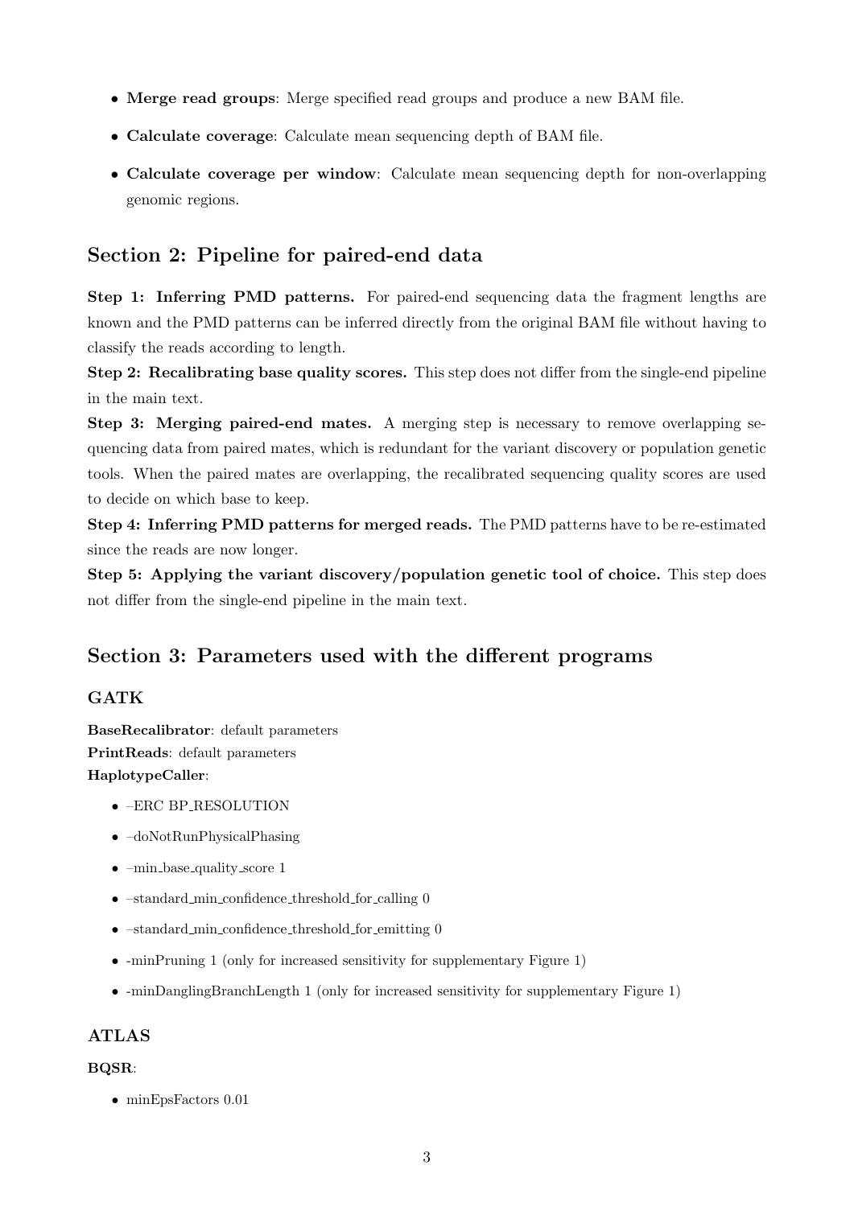- **Merge read groups**: Merge specified read groups and produce a new BAM file.
- **Calculate coverage**: Calculate mean sequencing depth of BAM file.
- **Calculate coverage per window**: Calculate mean sequencing depth for non-overlapping genomic regions.

## Section 2: Pipeline for paired-end data

**Step 1: Inferring PMD patterns.** For paired-end sequencing data the fragment lengths are known and the PMD patterns can be inferred directly from the original BAM file without having to classify the reads according to length.

**Step 2: Recalibrating base quality scores.** This step does not differ from the single-end pipeline in the main text.

**Step 3: Merging paired-end mates.** A merging step is necessary to remove overlapping sequencing data from paired mates, which is redundant for the variant discovery or population genetic tools. When the paired mates are overlapping, the recalibrated sequencing quality scores are used to decide on which base to keep.

**Step 4: Inferring PMD patterns for merged reads.** The PMD patterns have to be re-estimated since the reads are now longer.

**Step 5: Applying the variant discovery/population genetic tool of choice.** This step does not differ from the single-end pipeline in the main text.

## Section 3: Parameters used with the different programs

### GATK

**BaseRecalibrator**: default parameters
**PrintReads**: default parameters
**HaplotypeCaller**:

- –ERC BP_RESOLUTION
- –doNotRunPhysicalPhasing
- –min_base_quality_score 1
- –standard_min_confidence_threshold_for_calling 0
- –standard_min_confidence_threshold_for_emitting 0
- -minPruning 1 (only for increased sensitivity for supplementary Figure 1)
- -minDanglingBranchLength 1 (only for increased sensitivity for supplementary Figure 1)

### ATLAS

**BQSR**:

- minEpsFactors 0.01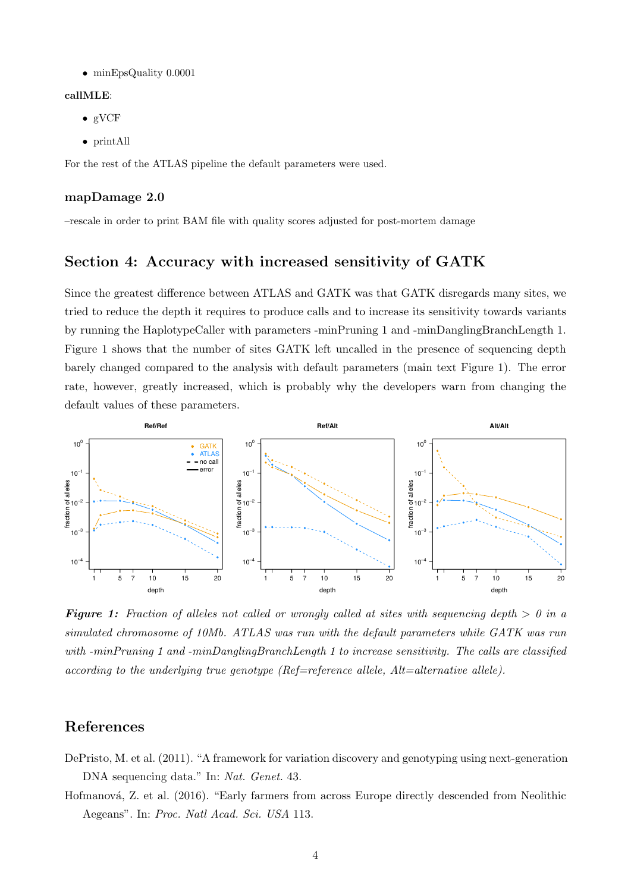- minEpsQuality 0.0001

**callMLE**:

- gVCF
- printAll

For the rest of the ATLAS pipeline the default parameters were used.

### mapDamage 2.0

–rescale in order to print BAM file with quality scores adjusted for post-mortem damage

## Section 4: Accuracy with increased sensitivity of GATK

Since the greatest difference between ATLAS and GATK was that GATK disregards many sites, we tried to reduce the depth it requires to produce calls and to increase its sensitivity towards variants by running the HaplotypeCaller with parameters -minPruning 1 and -minDanglingBranchLength 1. Figure 1 shows that the number of sites GATK left uncalled in the presence of sequencing depth barely changed compared to the analysis with default parameters (main text Figure 1). The error rate, however, greatly increased, which is probably why the developers warn from changing the default values of these parameters.

***Figure 1:*** *Fraction of alleles not called or wrongly called at sites with sequencing depth > 0 in a simulated chromosome of 10Mb. ATLAS was run with the default parameters while GATK was run with -minPruning 1 and -minDanglingBranchLength 1 to increase sensitivity. The calls are classified according to the underlying true genotype (Ref=reference allele, Alt=alternative allele).*

## References

DePristo, M. et al. (2011). "A framework for variation discovery and genotyping using next-generation DNA sequencing data." In: *Nat. Genet.* 43.

Hofmanová, Z. et al. (2016). "Early farmers from across Europe directly descended from Neolithic Aegeans". In: *Proc. Natl Acad. Sci. USA* 113.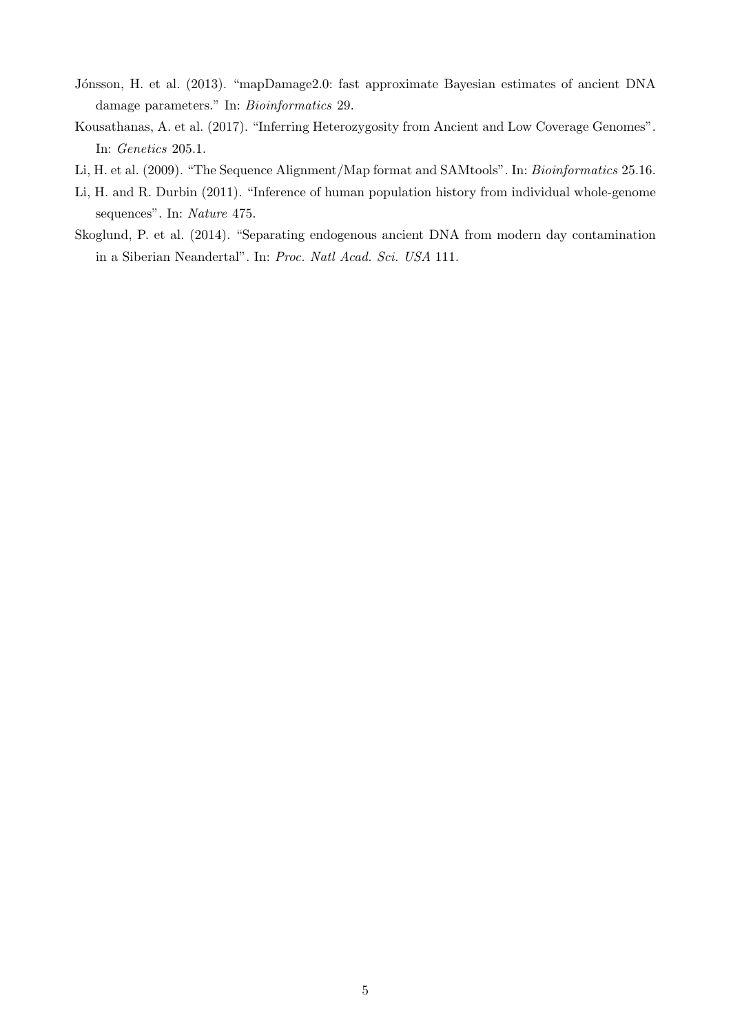Jónsson, H. et al. (2013). "mapDamage2.0: fast approximate Bayesian estimates of ancient DNA damage parameters." In: *Bioinformatics* 29.

Kousathanas, A. et al. (2017). "Inferring Heterozygosity from Ancient and Low Coverage Genomes". In: *Genetics* 205.1.

Li, H. et al. (2009). "The Sequence Alignment/Map format and SAMtools". In: *Bioinformatics* 25.16.

Li, H. and R. Durbin (2011). "Inference of human population history from individual whole-genome sequences". In: *Nature* 475.

Skoglund, P. et al. (2014). "Separating endogenous ancient DNA from modern day contamination in a Siberian Neandertal". In: *Proc. Natl Acad. Sci. USA* 111.